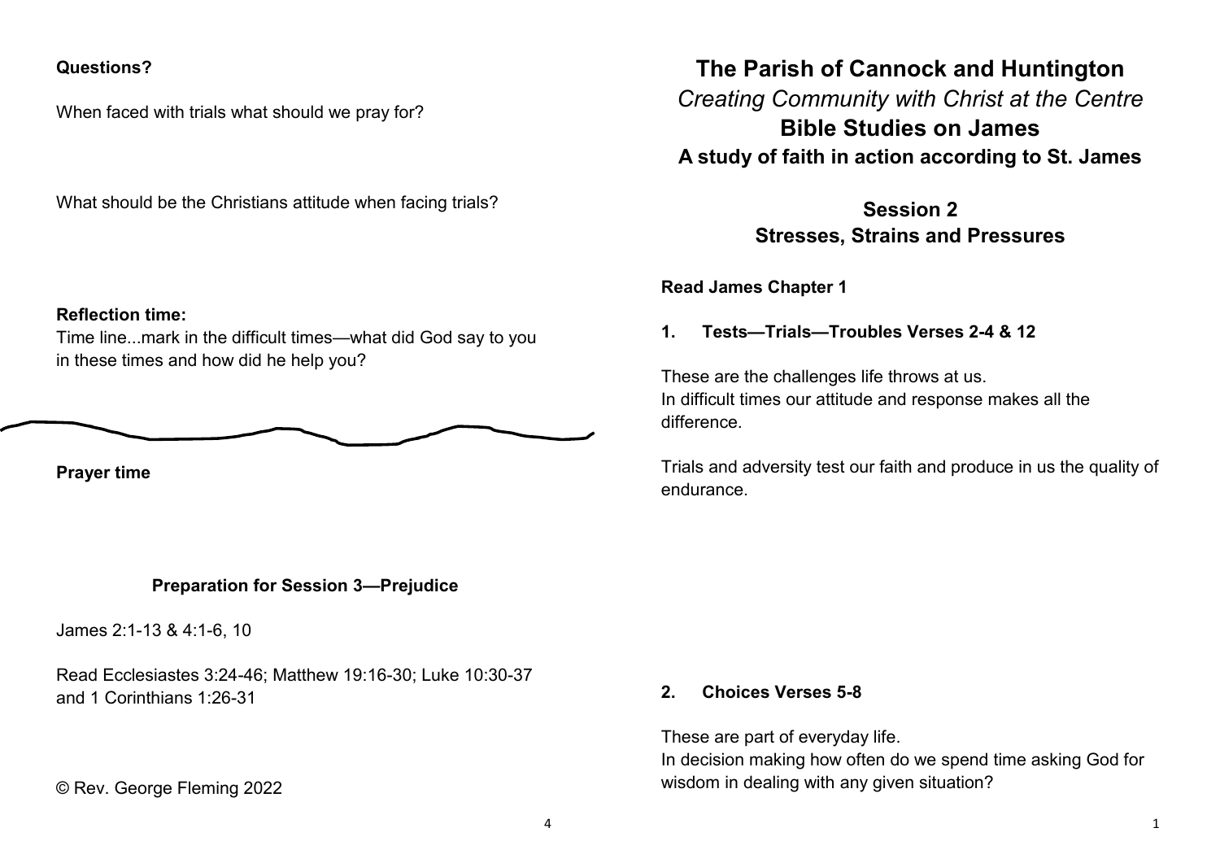# The Parish of Cannock and Huntington

*Creating Community with Christ at the Centre*

## Bible Studies on James

### A study of faith in action according to St. James

## Session 2
## Stresses, Strains and Pressures

**Read James Chapter 1**

**1. Tests—Trials—Troubles Verses 2-4 & 12**

These are the challenges life throws at us.
In difficult times our attitude and response makes all the difference.

Trials and adversity test our faith and produce in us the quality of endurance.

**2. Choices Verses 5-8**

These are part of everyday life.
In decision making how often do we spend time asking God for wisdom in dealing with any given situation?

**Questions?**

When faced with trials what should we pray for?

What should be the Christians attitude when facing trials?

**Reflection time:**
Time line...mark in the difficult times—what did God say to you in these times and how did he help you?

**Prayer time**

**Preparation for Session 3—Prejudice**

James 2:1-13 & 4:1-6, 10

Read Ecclesiastes 3:24-46; Matthew 19:16-30; Luke 10:30-37 and 1 Corinthians 1:26-31

© Rev. George Fleming 2022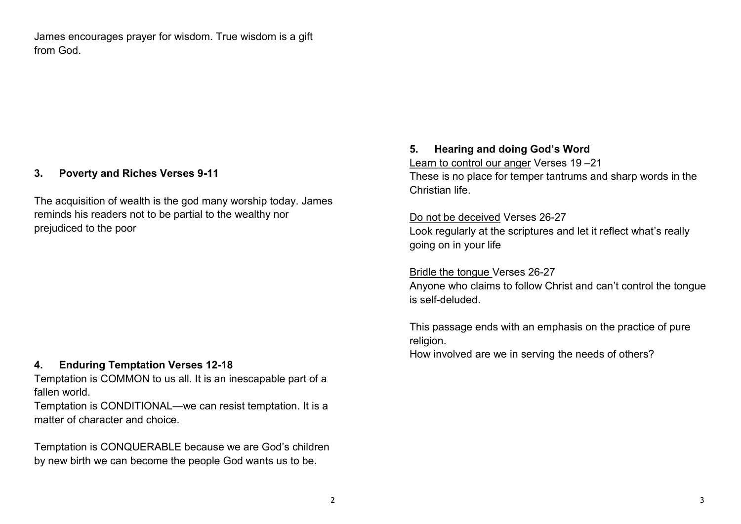James encourages prayer for wisdom. True wisdom is a gift from God.

## 3. Poverty and Riches Verses 9-11

The acquisition of wealth is the god many worship today. James reminds his readers not to be partial to the wealthy nor prejudiced to the poor

## 4. Enduring Temptation Verses 12-18

Temptation is COMMON to us all. It is an inescapable part of a fallen world.
Temptation is CONDITIONAL—we can resist temptation. It is a matter of character and choice.

Temptation is CONQUERABLE because we are God's children by new birth we can become the people God wants us to be.

## 5. Hearing and doing God's Word

<u>Learn to control our anger</u> Verses 19 –21
These is no place for temper tantrums and sharp words in the Christian life.

<u>Do not be deceived</u> Verses 26-27
Look regularly at the scriptures and let it reflect what's really going on in your life

<u>Bridle the tongue</u> Verses 26-27
Anyone who claims to follow Christ and can't control the tongue is self-deluded.

This passage ends with an emphasis on the practice of pure religion.
How involved are we in serving the needs of others?